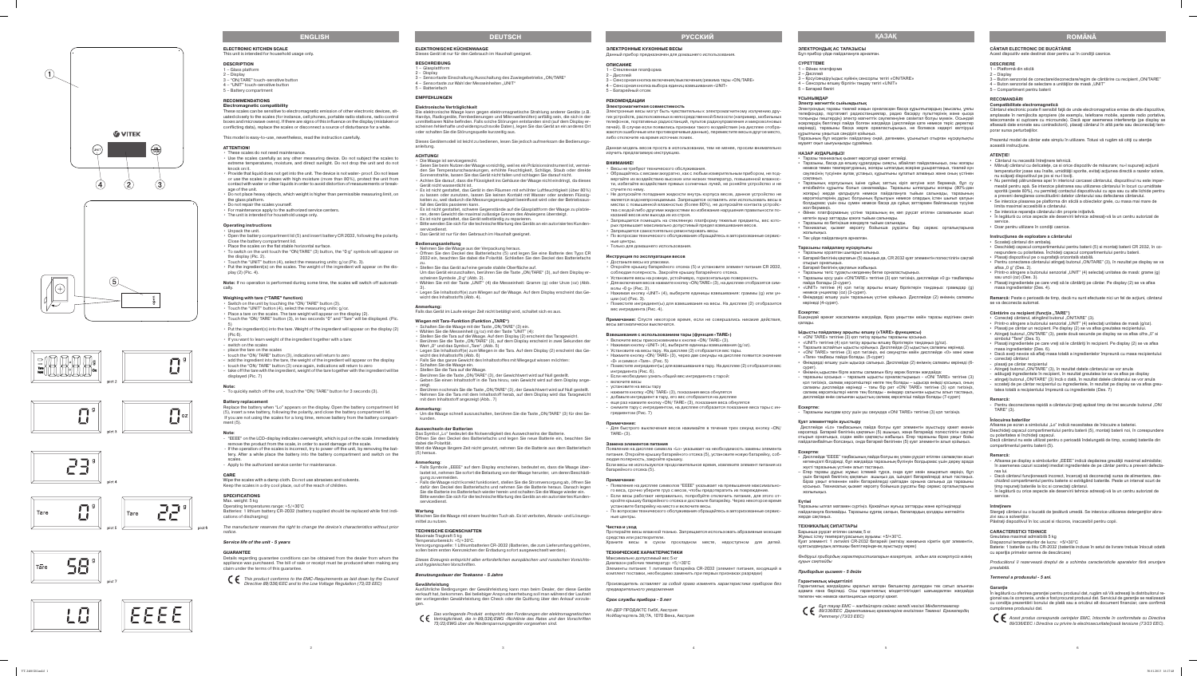## ENGLISH

### ELECTRONIC KITCHEN SCALE

This unit is intended for household usage only.

### DESCRIPTION

1 – Glass platform
2 – Display
3 – "ON/TARE" touch-sensitive button
4 – "UNIT" touch-sensitive button
5 – Battery compartment

### RECOMMENDATIONS

**Electromagnetic compatibility**

These scales can be sensitive to electromagnetic emission of other electronic devices, situated closely to the scales (for instance, cell phones, portable radio stations, radio control boxes and microwave ovens). If there are signs of this influence on the display (mistaken or conflicting data), replace the scales or disconnect a source of disturbance for a while.

This model is easy-to-use, nevertheless, read the instruction carefully.

### ATTENTION!

- These scales do not need maintenance.
- Use the scales carefully as any other measuring device. Do not subject the scales to extreme temperatures, moisture, and direct sunlight. Do not drop the unit and do not knock on it.
- Provide that liquid does not get into the unit. The device is not water-proof. Do not leave or use the scales in places with high moisture (more than 80%), protect the unit from contact with water or other liquids in order to avoid distortion of measurements or breakage of the unit.
- Do not place heavy objects, which weight is higher than permissible measuring limit, on the glass platform.
- Do not repair the scales yourself.
- For maintenance apply to the authorized service centers.
- The unit is intended for household usage only.

### Operating instructions

- Unpack the unit.
- Open the battery compartment lid (5) and insert battery CR 2032, following the polarity. Close the battery compartment lid.
- Place the scales on the flat stable horizontal surface.
- To switch on the unit touch the "ON/TARE" (3) button, the "0 g" symbols will appear on the display (Pic. 2).
- Touch the "UNIT" button (4), select the measuring units: g/oz (Pic. 3).
- Put the ingredient(s) on the scales. The weight of the ingredient will appear on the display (Pic. 4).

**Note:** If no operation is performed during some time, the scales will switch off automatically.

### Weighing with tare ("TARE" function)

- Switch on the unit by touching the "ON/TARE" button (3).
- Touch the "UNIT" button (4), select the measuring units: g/oz.
- Place a tare on the scales. The tare weight will appear on the display (2).
- Touch the "ON/TARE" button (3), in two seconds "0" and "Tare" will be displayed. (Pic. 5)
- Put the ingredient(s) into the tare. Weight of the ingredient will appear on the display (Pic. 6)
- If you want to learn weight of the ingredient together with a tare:
  - switch on the scales
  - place the tare on the scales
  - touch the "ON/TARE" button (3), indications will return to zero
  - add the ingredient into the tare, the weight of the ingredient will appear on the display
  - touch the "ON/TARE" button (3) once again, indications will return to zero
  - take off the tare with the ingredient, weight of the tare together with the ingredient will be displayed (Pic. 7)

**Note:**

- To quickly switch off the unit, touch the "ON/TARE" button for 3 seconds (3).

### Battery replacement

Replace the battery when "Lo" appears on the display. Open the battery compartment lid (5), insert a new battery, following the polarity, and close the battery compartment lid.
If you are not using the scales for a long time, remove battery from the battery compartment (5).

**Note:**

- "EEEE" on the LCD-display indicates overweight, which is put on the scale. Immediately remove the product from the scale, in order to avoid damage of the scale.
- If the operation of the scales is incorrect, try to power off the unit, by removing the battery. After a while place the battery into the battery compartment and switch on the scales.
- Apply to the authorized service center for maintenance.

### CARE

Wipe the scales with a damp cloth. Do not use abrasives and solvents.
Keep the scales in a dry cool place, out of the reach of children.

### SPECIFICATIONS

Max. weight: 5 kg
Operating temperatures range: +5/+30°C
Batteries: 1 lithium battery CR-2032 (battery supplied should be replaced while first indications of discharging)

*The manufacturer reserves the right to change the device's characteristics without prior notice.*

***Service life of the unit - 5 years***

### GUARANTEE

Details regarding guarantee conditions can be obtained from the dealer from whom the appliance was purchased. The bill of sale or receipt must be produced when making any claim under the terms of this guarantee.

*This product conforms to the EMC-Requirements as laid down by the Council Directive 89/336/EEC and to the Low Voltage Regulation (73/23 EEC)*

## DEUTSCH

### ELEKTRONISCHE KÜCHENWAAGE

Dieses Gerät ist nur für den Gebrauch im Haushalt geeignet.

### BESCHREIBUNG

1 – Glasplattform
2 – Display
3 – Sensortaste Einschaltung/Ausschaltung des Zuwiegebetriebs „ON/TARE"
4 – Sensortaste zur Wahl der Messeinheiten „UNIT"
5 – Batteriefach

### EMPFEHLUNGEN

**Elektronische Verträglichkeit**

Die elektronische Waage kann gegen elektromagnetische Strahlung anderer Geräte (z.B. Handys, Radiogeräte, Fernbedienungen und Mikrowellenöfen) anfällig sein, die sich in der unmittelbaren Nähe befinden. Falls solche Störungen entstanden sind (auf dem Display erscheinen fehlerhafte und widersprüchsvolle Daten), legen Sie das Gerät an ein anderes Ort oder schalten Sie die Störungsquelle kurzzeitig aus.

Dieses Gerät ist leicht zu bedienen, lesen Sie jedoch aufmerksam die Bedienungsanleitung.

### ACHTUNG!

- Die Waage ist wartungsfrei.
- Seien Sie beim Nutzen der Waage vorsichtig, weil es ein Präzisionsinstrument ist, vermeiden Sie Temperaturschwankungen, erhöhte Feuchtigkeit, Schläge, Staub oder direkte Sonnenstrahlen, lassen Sie das Gerät nicht fallen und schlagen Sie darauf nicht.
- Achten Sie darauf, dass die Flüssigkeit ins Gehäuse der Waage nicht eindringt, da dieses Gerät nicht wasserdicht ist.
- Es ist nicht gestattet, das Gerät in den Räumen mit erhöhter Luftfeuchtigkeit (über 80%) zu lassen oder zu nutzen, lassen Sie keinen Kontakt mit Wasser oder anderen Flüssigkeiten zu, weil das die Messergebnisse beeinflusst wird oder der Betriebsausfall des Gerätes passieren kann.
- Es ist nicht gestattet, schwere Gegenstände auf die Glasplattform der Waage zu platzieren, deren Gewicht die maximal zulässige Grenze des Abwiegens übersteigt.
- Es ist nicht gestattet, das Gerät selbständig zu reparieren.
- Bitte wenden Sie sich für die technische Wartung des Geräts an ein autorisiertes Kundenservicebüro.
- Das Gerät ist nur für den Gebrauch im Haushalt geeignet.

### Bedienungsanleitung

- Nehmen Sie die Waage aus der Verpackung heraus.
- Öffnen Sie den Deckel des Batteriefachs (5) und legen Sie eine Batterie des Typs CR 2032 ein, beachten Sie dabei die Polarität. Schließen Sie den Deckel des Batteriefachs zu.
- Stellen Sie das Gerät auf eine gerade stabile Oberfläche auf.
- Um das Gerät einzuschalten, berühren Sie die Taste „ON/TARE" (3), auf dem Display erscheinen Symbole „0 g" (Abb. 2)
- Wählen Sie mit der Taste „UNIT" (4) die Messeinheit: Gramm (g) oder Unze (oz) (Abb. 3).
- Legen Sie Inhaltsstoff(e) zum Wiegen auf die Waage. Auf dem Display erscheint das Gewicht des Inhaltsstoffs (Abb. 4).

**Anmerkung:**

Falls das Gerät im Laufe einiger Zeit nicht betätigt wird, schaltet sich es aus.

### Wiegen mit Tara-Funktion (Funktion „TARE")

- Schalten Sie die Waage mit der Taste „ON/TARE" (3) ein.
- Wählen Sie die Messeinheit (g/oz) mit der Taste "UNIT" (4).
- Stellen Sie die Tara auf die Waage. Auf dem Display (2) erscheint das Taragewicht.
- Berühren Sie die Taste „ON/TARE" (3), auf dem Display erscheint in zwei Sekunden der Wert „0" und das Symbol „Tare" (Abb. 5)
- Legen Sie Inhaltsstoff(e) zum Wiegen in die Tara. Auf dem Display (2) erscheint das Gewicht des Inhaltsstoffs (Abb. 6).
- Falls Sie das ganze Gewicht des Inhaltsstoffes mit Wiegegut wissen möchten:
- Schalten Sie die Waage ein.
- Stellen Sie die Tara auf die Waage.
- Berühren Sie die Taste „ON/TARE" (3), der Gewichtswert wird auf Null gestellt.
- Geben Sie einen Inhaltsstoff in die Tara hinzu, sein Gewicht wird auf dem Display angezeigt.
- Berühren nochmals Sie die Taste „ON/TARE" (3), der Gewichtswert wird auf Null gestellt.
- Nehmen Sie die Tara mit dem Inhaltsstoff heraus, auf dem Display wird das Taragewicht mit dem Inhaltsstoffgewicht angezeigt (Abb. 7)

**Anmerkung:**

- Um die Waage schnell auszuschalten, berühren Sie die Taste „ON/TARE" (3) für drei Sekunden.

### Auswechseln der Batterien

Das Symbol „Lo" bedeutet die Notwendigkeit des Auswechselns der Batterie.
Öffnen Sie den Deckel des Batteriefachs und legen Sie neue Batterie ein, beachten Sie dabei die Polarität.
Wird die Waage längere Zeit nicht genutzt, nehmen Sie die Batterie aus dem Batteriefach (5) heraus.

**Anmerkung**

- Falls Symbole „EEEE" auf dem Display erscheinen, bedeutet es, dass die Waage überlastet ist, nehmen Sie sofort die Belastung von der Waage herunter, um deren Beschädigung zu vermeiden.
- Falls die Waage nicht korrekt funktioniert, stellen Sie die Stromversorgung ab, öffnen Sie dafür den Deckel des Batteriefachs und nehmen Sie die Batterie heraus. Danach legen Sie die Batterie ins Batteriefach ein und schalten Sie die Waage wieder ein.
  Bitte wenden Sie sich für die technische Wartung des Geräts an ein autorisiertes Kundenservicebüro.

### Wartung

Wischen Sie die Waage mit einem feuchten Tuch ab. Es ist verboten, Abrasiv- und Lösungsmittel zu nutzen.

### TECHNISCHE EIGENSCHAFTEN

Maximale Tragkraft 5 kg
Temperaturbereich: +5/+30°C
Versorgungsquelle: 1 Lithiumbatterien CR-2032 (Batterien, die zum Lieferumfang gehören, sollen beim ersten Kennzeichen der Entladung sofort ausgewechselt werden).

*Dieses Erzeugnis entspricht allen erforderten europäischen und russischen Vorschriften und Hygienischen Vorschriften.*

***Benutzungsdauer der Teekanne - 5 Jahre***

### Gewährleistung

Ausführliche Bedingungen der Gewährleistung kann man beim Dealer, der diese Geräte verkauft hat, bekommen. Bei beliebiger Anspruchserhebung soll man während der Laufzeit der vorliegenden Gewährleistung den Check oder die Quittung über den Ankauf vorzulegen.

*Das vorliegende Produkt entspricht den Forderungen der elektromagnetischen Verträglichkeit, die in 89/336/EWG -Richtlinie des Rates und den Vorschriften 73/23/EWG über die Niederspannungsgeräte vorgesehen sind.*

## РУССКИЙ

### ЭЛЕКТРОННЫЕ КУХОННЫЕ ВЕСЫ

Данный прибор предназначен для домашнего использования.

### ОПИСАНИЕ

1 – Стеклянная платформа
2 – Дисплей
3 – Сенсорная кнопка включения/выключения/режима тары «ON/TARE»
4 – Сенсорная кнопка выбора единиц взвешивания «UNIT»
5 – Батарейный отсек

### РЕКОМЕНДАЦИИ

**Электромагнитная совместимость**

Электронные весы могут быть чувствительны к электромагнитному излучению других устройств, расположенных в непосредственной близости (например, мобильных телефонов, портативных радиостанций, пультов радиоуправления и микроволновых печей). В случае если появились признаки такого воздействия (на дисплее отображаются ошибочные или противоречивые данные), переместите весы в другое место, либо отключите на время источник помех.

Данная модель весов проста в использовании, тем не менее, просим внимательно изучить предлагаемую инструкцию.

### ВНИМАНИЕ!

- Весы не требуют технического обслуживания.
- Обращайтесь с весами аккуратно, как с любым измерительным прибором, не подвергайте их воздействию высоких или низких температур, повышенной влажности, избегайте ударов, пыли, прямых солнечных лучей, не роняйте устройство и не стучите по нему.
- Не допускайте попадания жидкости внутрь корпуса весов, данное устройство не является водонепроницаемым. Запрещается оставлять или использовать весы в местах с повышенной влажностью (более 80%), не допускайте контакта устройства с водой либо другими жидкостями во избежание нарушения правильности показаний весов или выхода их из строя.
- Запрещается помещать на стеклянную платформу тяжелые предметы, вес которых превышает максимально допустимый предел взвешивания весов.
- Запрещается самостоятельно ремонтировать весы.
- По вопросам технического обслуживания обращайтесь в авторизованные сервисные центры.
- Только для домашнего использования.

### Инструкция по эксплуатации весов

- Достаньте весы из упаковки.
- Откройте крышку батарейного отсека (5) и установите элемент питания CR 2032, соблюдая полярность. Закройте крышку батарейного отсека.
- Установите весы на ровную, устойчивую, горизонтальную поверхность.
- Для включения весов нажмите кнопку «ON/TARE» (3), на дисплее отобразятся символы «0 g» (Рис. 2).
- Нажимая кнопку «UNIT» (4), выберите единицы взвешивания: граммы (g) или унции (oz) (Рис. 3).
- Поместите ингредиент(ы) для взвешивания на весы. На дисплее (2) отобразится вес ингредиента (Рис. 4).

**Примечание:** Спустя некоторое время, если не совершались никакие действия, весы автоматически выключатся.

### Взвешивание с использованием тары (функция «TARE»)

- Включите весы прикосновением к кнопке «ON/ TARE» (3).
- Нажимая кнопку «UNIT» (4), выберите единицы взвешивания (g/oz).
- Установите на весы тару. На дисплее (2) отобразится вес тары.
- Нажмите кнопку «ON/ TARE» (3), через две секунды на дисплее появится значение «0» и символ «Tare». (Рис. 5)
- Поместите ингредиент(ы) для взвешивания в тару. На дисплее (2) отобразится вес ингредиента (Рис. 6).
- Если необходимо узнать общий вес ингредиента с тарой:
  - включите весы
  - установите на весы тару
  - нажмите кнопку «ON/ TARE» (3), показания веса обнулятся
  - добавьте ингредиент в тару, его вес отобразится на дисплее
  - еще раз нажмите кнопку «ON/TARE» (3), показания веса обнулятся
  - снимите тару с ингредиентом, на дисплее отобразится показание веса тары с ингредиентом (Рис. 7)

**Примечание:**

- Для быстрого выключения весов нажмите в течение трех секунд кнопку «ON/ TARE» (3).

### Замена элемента питания

Появление на дисплее символа «Lo» указывает на необходимость замены элемента питания. Откройте крышку батарейного отсека (5), установите новую батарейку, соблюдая полярность, закройте крышку.
Если весы не используются продолжительное время, извлеките элемент питания из батарейного отсека (5).

**Примечание:**

- Появление на дисплее символов "EEEE" указывает на превышение максимального веса, срочно уберите груз с весов, чтобы предотвратить их повреждение.
- Если весы работают неправильно, попробуйте отключить питание, для этого откройте крышку батарейного отсека и достаньте батарейку. Через некоторое время установите батарейку на место и включите весы.
- По вопросам технического обслуживания обращайтесь в авторизованные сервисные центры.

### Чистка и уход

Протирайте весы влажной тканью. Запрещается использовать абразивные моющие средства или растворители.
Храните весы в сухом прохладном месте, недоступном для детей.

### ТЕХНИЧЕСКИЕ ХАРАКТЕРИСТИКИ

Максимально допустимый вес 5 кг
Диапазон рабочих температур: +5/+30°С
Элементы питания: 1 литиевая батарейка CR-2032 (элемент питания, входящий в комплект поставки, необходимо заменить при первых признаках разрядки)

*Производитель оставляет за собой право изменять характеристики приборов без предварительного уведомления.*

***Срок службы прибора - 5 лет***

АН-ДЕР ПРОДАКТС ГмбХ, Австрия
Нойбаугюртель 38/7А, 1070 Вена, Австрия

## ҚАЗАҚ

### ЭЛЕКТРОНДЫҚ АС ТАРАЗЫСЫ

Бұл прибор үйде пайдалануға арналған.

### СУРЕТТЕМЕ

1 – Шыны платформа
2 – Дисплей
3 – Қосу/өшіру/ыдыс күйінің сенсорлы теткі «ON/TARE»
4 – Сенсорлы өлшеу бірлігін таңдау теткі «UNIT»
5 – Батарей бөлігі

### ҰСЫНЫМДАР

**Электр магниттік сыйымдылық**

Электрондық таразы тікелей жақын орналасқан басқа құрылғылардың (мысалы, ұялы телефондар, портативті радиостанциялар, радио басқару пульттерінің және қысқа толқынды пештердің) электр магниттік сәулеленуіне сезімтал болуы мүмкін. Осындай әсерлердің белгілері пайда болған жағдайда (дисплейде қате немесе терс деректер көрінеді), таразыны басқа жерге орналастырыңыз, не болмаса кедергі келтіретін құрылғыны уақытша сөндіріп қойыңыз.

Таразының бұл моделін пайдалану оңай, дегенмен, ұсынылып отырған нұсқаулықты мұқият оқып шығуыңызды сұраймыз.

### НАЗАР АУДАРЫҢЫЗ!

- Таразы техникалық қызмет көрсетуді қажет етпейді.
- Таразыны, басқа да өлшеу құралдары сияқты, абайлап пайдаланыңыз, оны жоғары немесе төмен температуралар, жоғары ылғалдық әсеріне ұшыратпаңыз, тікелей күн сәулелерінің түсуінен, құлау, соққылар, шаңнан сақтаңыз, құрылғы алаңына зат түсіріп алмаңыз және оны ұрып соқпаңыз.
- Таразының корпусының ішіне сұйық заттың кіріп кетуіне жол бермеңіз, бұл құрылғы суға төзімді емес. Таразыны жоғары ылғалдықты (80%-дан жоғары) жерде қалдыруға немесе пайдалануға тыйым салынады, таразының көрсеткіштерінің дұрыс болмауына, бұзылуына жол бермеу үшін құрылғыны сумен немесе басқа да сұйық заттармен жанасуына жол бермеңіз.
- Шыны платформаның үстіне таразының ең көп рұқсат етілген салмағынан асып кететін ауыр заттарды қоюға тыйым салынады.
- Таразыны өз бетіңізше жөндеуге тыйым салынады.
- Техникалық қызмет көрсету бойынша рұқсаты бар сервис орталықтарына жолығыңыз.
- Тек үйде пайдалануға арналған.

### Таразыны пайдалану нұсқаулығы

- Таразыны қораптан шығарып алыңыз.
- Батарей бөлігінің қақпағын (5) ашыңыз да, CR 2032 қуат элементін полюстілікті сақтай отырып орналастырыңыз.
- Батарей бөлігінің қақпағын жабыңыз.
- Таразыны тегіс тұрақты көлденең бетке орналастырыңыз.
- Таразыны қосу үшін «ON/TARE» теткіне (3) қол тигізіңіз, дисплейде «0 g» таңбалары пайда болады (2-сурет).
- «UNIT» теткіне (4) қол тигізу арқылы өлшеу бірліктерін таңдаңыз: граммдар (g) немесе унциялар (oz) (3-сурет).
- Өлшейтін затты таразының үстіне қойыңыз. Дисплейде (2) өлшенген салмақ көрінеді (4-сурет).

**Ескертпе:**

Біршама уақыт ешқандай әрекет жасалмаса, таразы өзінен-өзі сөнеді.

### Ыдысты пайдалана отырып өлшеу («TARE» функциясы)

- «ON/ TARE» теткіне (3) қол тигізу арқылы таразыны қосыңыз.
- «UNIT» теткіне (4) қол тигізу арқылы өлшеу бірліктерін таңдаңыз (g/oz).
- Таразыға өлшейтін ыдысты қойыңыз. Дисплейде (2) ыдыстың салмағы көрінеді.
- «ON/ TARE» теткіне (3) қол тигізіңіз, екі секундтан кейін дисплейде «0» мәні және «Tare» таңбасы пайда болады. (5-сурет)
- Өлшейтін затты ыдысқа салыңыз. Дисплейде (2) өлшенген салмақ көрінеді (6-сурет).
- Өлшенген заттың ыдыспен бірге жалпы салмағын білу керек болған жағдайда:
  - таразыны қосыңыз
  - таразыға ыдысты қойыңыз
  - «ON/ TARE» теткіне (3) қол тигізіңіз, салмақ көрсеткіштері нөлге түседі
  - ыдысқа өлшейтін затты салыңыз, оның салмағы дисплейде көрінеді
  - «ON/ TARE» теткіне (3) тағы бір рет қол тигізіңіз, салмақ көрсеткіштері нөлге түседі
  - ыдысты өлшенген затпен бірге алыңыз, дисплейде ыдыстың өлшенген затпен бірге салмағы көрінеді (7-сурет)

**Ескертпе:**

- Таразыны жылдам сөндіру үшін үш секундтай «ON/ TARE» теткіне (3) қол тигізіңіз.

### Қуат элементтерін ауыстыру

Дисплейде «Lo» таңбасының пайда болуы қуат элементін ауыстыру қажет екенін көрсетеді. Батарей бөлігінің қақпағын (5) ашыңыз, жаңа батарейкі полюстілікті сақтай отырып орнатыңыз, содан кейін қақпағын жабыңыз. Егер таразыны біраз уақыт бойы пайдаланбайтын болсаңыз, онда батарей бөлігінен (5) қуат элементін алып қойыңыз.

**Ескертпе:**

- Дисплейде "EEEE" таңбасының пайда болуы ең үлкен рұқсат етілген салмақтан асып кеткендігі білдіреді, бұл жағдайда таразының бұзылуын болдырмас үшін дереу жүкті таразының үстінен алып тастаңыз.
- Егер таразы дұрыс жұмыс істемей тұрса, онда қуат көзін ажыратып көріңіз, бұл үшін батарей бөлігінің қақпағын ашыңыз да, батарейкіні шығарып алыңыз. Біраз уақыт өткеннен кейін батарейкаңызды қайтадан орнына салыңыз да таразыны қосыңыз. Техникалық қызмет көрсету бойынша рұқсаты бар сервис орталықтарына жолығыңыз.

### Күтім

Таразыны ылғал матамен сүртіңіз. Қажайтын жуғыш заттарды және еріткіштерді пайдалануға болмайды. Таразыны құрғақ салқын, балалардың қолдары жетпейтін жерде сақтаңыз.

### ТЕХНИКАЛЫҚ СИПАТТАРЫ

Барынша рұқсат етілген салмақ 5 кг
Жұмыс істеу температураларының ауқымы: +5/+30°С.
Қуат элементтері: 1 литийлі CR-2032 батарейі (жеткізу жинағына кіретін қуат элементін, қуатсыздануының алғашқы белгілері пайда болған кезде ауыстыру керек)

*Өндіруші приборлардың характеристикаларын ескертусіз, алдын ала өзгертуге өзінің құқын сақтайды.*

***Прибордың қызметі - 5 бейіл***

### Гарантиялық міндеттілігі

Гарантиялық жағдайдың қызметін алғыңыз келсе, аспапты алып жүрген дилерден тек сатып алған түбіртек немесе басқа да қаржылық құжатты таныстыру керек.

*Бұл тауар EMC – талабына сәйкес келеді негізгі Мебрлементер 89/336/EEC Директивасында ережелерге енгізілген Төменгі Ережелердің Ратенттері (73/23 EEC)*

## ROMÂNĂ

### CÂNTAR ELECTRONIC DE BUCĂTĂRIE

Acest dispozitiv este destinat doar pentru uz în condiţii casnice.

### DESCRIERE

1 – Platformă din sticlă
2 – Display
3 – Buton senzorial de conectare/deconectare/regim de cântărire cu recipient „ON/TARE"
4 – Buton senzorial de selectare a unităţilor de masă „UNIT"
5 – Compartiment pentru baterii

### RECOMANDĂRI

**Compatibilitate electromagnetică**

Cântarul electronic poate fi sensibil faţă de unde electromagnetice emise de alte dispozitive, amplasate în nemijlocita apropiere (de exemplu, telefoane mobile, aparate radio portative, telecomande şi cuptoare cu microunde). Dacă apar asemenea interferenţe (pe display se afişează date eronate sau contradictorii), plasaţi cântarul în altă parte sau deconectaţi temporar sursa perturbaţiilor.

Prezentul model de cântar este simplu în utilizare. Totuşi vă rugăm să citiţi cu atenţie această instrucţiune.

### ATENŢIE!

- Cântarul nu necesită întreţinere tehnică.
- Mânuiţi cântarul cu delicateţe, ca şi orice dispozitiv de măsurare; nu-l supuneţi acţiunii temperaturilor joase sau înalte, umidităţii sporite, evitaţi acţiunea directă a razelor solare, nu scăpaţi dispozitivul şi nu-l loviţi.
- Nu permiteţi pătrunderea apei în interiorul carcasei cântarului, dispozitivul nu este impermeabil pentru apă. Se interzice păstrarea sau utilizarea cântarului în locuri cu umiditate sporită (peste 80%), nu permiteţi contactul dispozitivului cu apa sau cu alte lichide pentru a preveni eventualele dereglări a datelor cântarului sau defectarea cântarului.
- Se interzice plasarea pe platforma din sticlă a obiectelor grele, ca masa mai mare de limita maximal acceptată a cântarului.
- Se interzice repararea cântarului de propriile iniţiative.
- În legătură cu orice aspecte ale deservirii tehnice adresaţi-vă la un centru autorizat de service.
- Doar pentru utilizare în condiţii casnice.

### Instrucţiunea de exploatare a cântarului

- Scoateţi cântarul din ambalaj.
- Deschideţi capacul compartimentului pentru baterii (5) şi montaţi bateria CR 2032, în corespundere cu polarităţile. Închideţi capacul compartimentului pentru baterii.
- Plasaţi dispozitivul pe o suprafaţă orizontală stabilă.
- Pentru conectarea cântarului atingeţi butonul „ON/TARE" (3), în rezultat pe display se va afişa „0 g" (Des. 2).
- Atingeţi butonul „UNIT" (4), selectaţi unităţile de masă: grame (g) sau uncii (oz) (Des. 3).
- Plasaţi ingredientele pe care vreţi să le cântăriţi pe cântar. Pe display (2) se va afişa masa ingredientelor (Des. 4).

**Remarcă:** Peste o perioadă de timp, dacă nu sunt efectuate nici un fel de acţiuni, cântarul se va deconecta automat.

### Cântărire cu recipient (funcţia „TARE")

- Conectaţi cântarul, atingând butonul „ON/TARE" (3).
- Prin-o atingere a butonului senzorial „UNIT" (4) selectaţi unităţile de masă (g/oz).
- Plasaţi pe cântar un recipient. Pe display (2) se va afişa greutatea recipientului.
- Atingeţi butonul „ON/TARE" (3), peste două secunde pe display se va afişa „0" şi simbolul "Tare" (Des. 5).
- Plasaţi ingredientele pe care vreţi să le cântăriţi în recipient. Pe display (2) se va afişa masa ingredientelor (Des. 6).
- Dacă aveţi nevoie să aflaţi masa totală a ingredientelor împreună cu masa recipientului:
  - conectaţi cântarul
  - plasaţi pe cântar recipientul
  - Atingeţi butonul „ON/TARE" (3). În rezultat datele cântarului se vor anula
  - adăugaţi ingredientele în recipient, în rezultat greutatea lor se va afişa pe display
  - atingeţi butonul „ON/TARE" (3) încă o dată, în rezultat datele cântarului se vor anula
  - scoateţi de pe cântar recipientul cu ingredientele, în rezultat pe display se va afişa greutatea totală a recipientului cu ingredientele (Des. 7)

**Remarcă:**

- Pentru deconectarea rapidă a cântarului ţineţi apăsat timp de trei secunde butonul „ON/ TARE" (3).

### Înlocuirea bateriilor

Afişarea pe ecran a simbolului „Lo" indică necesitatea de înlocuire a bateriei.
Deschideţi capacul compartimentului pentru baterii (5), montaţi bateria nouă, în corespundere cu polarităţile şi închideţi capacul.
Dacă cântarul nu este utilizat pentru o perioadă îndelungată de timp, scoateţi bateriile din compartimentul pentru baterii (5).

**Remarcă:**

- Afişarea pe display a simbolurilor „EEEE" indică depăşirea greutăţii maximal admisibile; în asemenea cazuri scoateţi imediat ingredientele de pe cântar pentru a preveni defectarea lui.
- Dacă cântarul funcţionează incorect, încercaţi să deconectaţi sursa de alimentare, deschideţi compartimentul de baterii şi scoateţi bateriile. Peste un interval scurt de timp montaţi bateria la loc şi conectaţi cântarul.
- În legătură cu orice aspecte ale deservirii tehnice adresaţi-vă la un centru autorizat de service.

### Întreţinere

Ştergeţi cântarul cu o bucată de ţesătură umedă. Se interzice utilizarea detergenţilor abrazivi sau a solvenţilor.
Păstraţi dispozitivul în loc uscat şi răcoros, inaccesibil pentru copii.

### CARACTERISTICI TEHNICE

Greutatea maximal admisibilă 5 kg.
Diapazonul temperaturilor de lucru: +5/+30°C
Baterie: 1 baterie cu litiu CR-2032 (bateria inclusă în setul de livrare trebuie înlocuită odată cu apariţia primelor semne de descărcare)

*Producătorul îi rezervează dreptul de a schimba caracteristicile aparatelor fără anunţare prealabilă.*

***Termenul a produsului - 5 ani.***

### Garanţie

În legătură cu oferirea garanţiei pentru produsul dat, rugăm să Vă adresaţi la distribuitorul regional sau la compania, unde a fost procurat produsul dat. Serviciul de garanţie se realizează cu condiţia prezentării bonului de plată sau a oricărui alt document financiar, care confirmă cumpărarea produsului dat.

*Acest produs corespunde cerinţelor EMC, întocmite în conformitate cu Directiva 89/336/EEC i Directiva cu privire la electrosecuritate(Joasă tensiune (73/23 EEC).*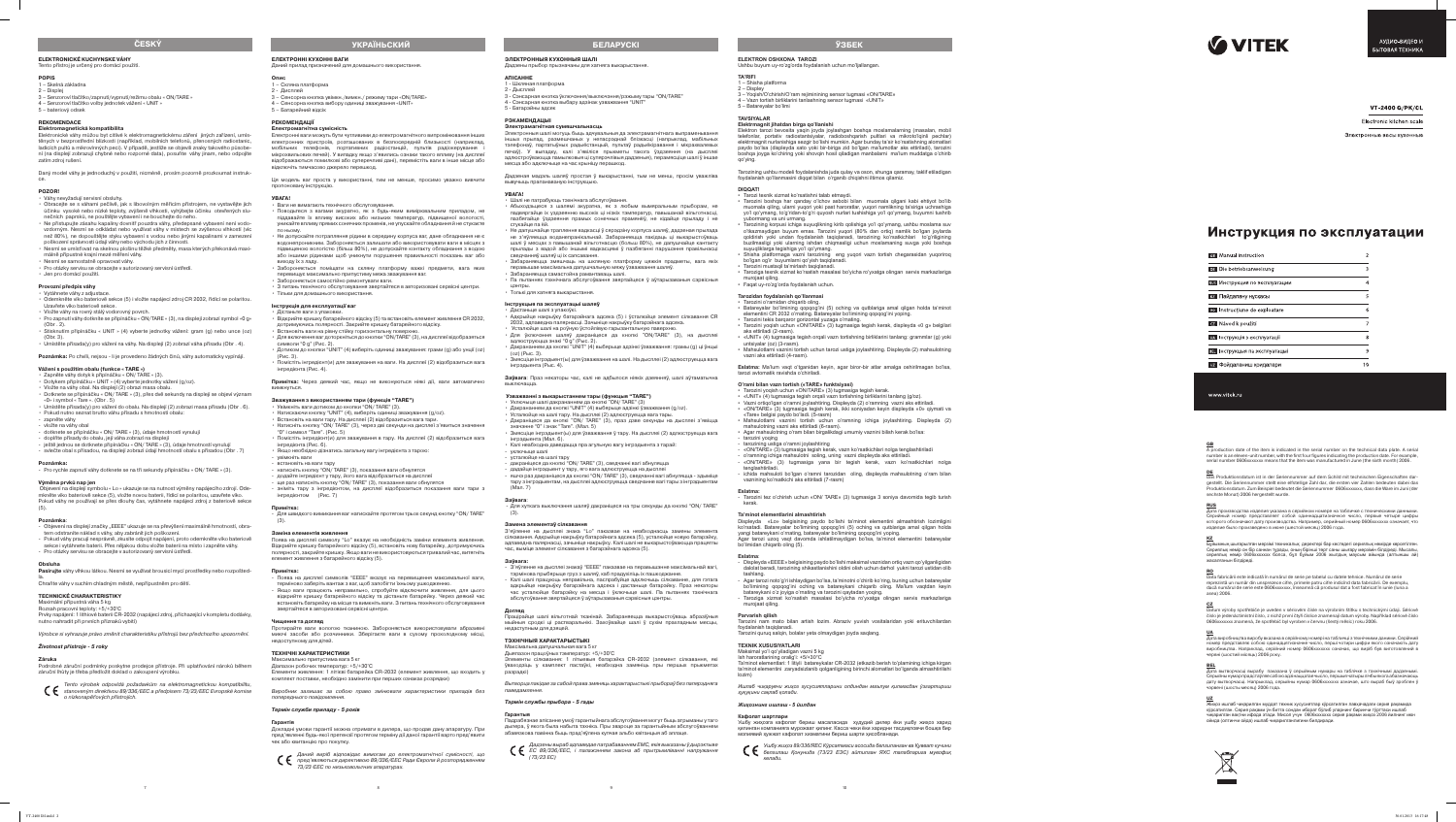## ČESKÝ

### ELEKTRONICKÁ KUCHYŇSKÁ VÁHY

Tento přístroj je určený pro domácí použití.

**POPIS**

1 – Skleněná plošina
2 – Displej
3 – Senzorové tlačítko zapnutí/vypnutí/režimu tára «ON/TARE»
4 – Senzorové tlačítko volby jednotek vážení «UNIT»
5 – bateriový oddek

**DOPORUČENÍ**

**Elektromagnetická kompatibilita**

Elektronické váhy mohou být citlivé k elektromagnetickému záření jiných zařízení, umístěných v bezprostřední blízkosti (například, mobilních telefonů, přenosných radiostanic, ladicích pultů a radiovysílacích přijímačů). V případě, jestliže se objeví znaky takového působení (na displeji zobrazují chybné nebo rozporné data), posuňte váhy jinam, nebo odpojte zařízení zdroj rušení.

Daný model váhy je jednoduchý v použití, nicméně, prosím pozorně prostudujte instrukce.

**POZOR!**

- Váhy nevyžadují servisní obsluhu.
- Obracejte se s váhami opatrně, jak s libovolným měřicím přístrojem, ne vystavujte jich účinku vysoké nebo nízké teploty, zvýšené vlhkosti, vyhýbejte účinku otevřených slunečních paprsků, ne pouštějte váhami ani ne bouchejte do nebo.
- Ne připouštějte stavání kapaliny dovnitř pouzdra váhy, předcházejte vytvoření rosné vody: nedávejte váhy na místa se zvýšenou vlhkostí (vyšší než 80%), ne dopouštějte styku vytváření s vodou nebo jinými kapalinami v zamezení poškození správné funkce a změny údajů.
- Nesmí se umisťovat na skleněnou plošinu těžké předměty, maximálně přípustné hmotnosti vážení.
- Nesmí se samostatně opravovat váhy.
- Pro otázky servisu se obracejte s autorizovaný servisní střed.
- Jen pro domácí použití.

**Provozní předpis váhy**

- Vyndejte váhy z obalu.
- Odemkněte kryt bateriového oddílu (5) a vložte napájecí zdroj CR 2032, dbejte polarity. Uzavřete víko bateriového oddílu.
- Vložte váhy na rovný stabilní povrch.
- Pro zapnutí váhy dotkněte se přípustného «ON/TARE» (3), na displeji zobrazí symbol «0 g» (Obr. 2).
- Stiskněte přípustné «UNIT» (4), vyberte jednotky vážení: gram (g) nebo unce (oz) (Obr. 3).
- Umístěte přísadu(y) pro vážení na váhy. Na displeji (2) zobrazí váha přísady (Obr. 4).

**Poznámka:** Po chvíli, nejsou-li je provedeno žádných činů, váhy automaticky vypnou.

**Vážení s použitím funkce «TARE»**

- Zapněte váhy dotyk a přípustného «ON/TARE» (3).
- Dotykem přípustného «UNIT» (4) vyberte jednotky vážení (g/oz).
- Vložte na váhy obal. Na displeji (2) zobrazí masu obalu.
- Dotkněte se přípustného «ON/TARE» (3), přes dvě sekundy na displeji se objeví výsledek «0» (vynulování masy «Tára») (Obr. 5).
- Umístěte přísadu(y) pro vážení do obalu. Na displeji (2) zobrazí masu přísady (Obr. 6).
- Pokud vážíte několik přísad, postupujte takto:
- zapněte váhy
- vložte na váhy obal
- dotkněte se přípustného «ON/TARE» (3), údaje hmotnosti vynulují
- doplňte přísady do obalu, její váhu zobrazí na displeji
- pokud chcete přidat další přísadu, dotkněte se přípustného «ON/TARE» (3), údaje hmotnosti vynulují
- svěšte obal s přísadou, na displeji zobrazí údaj hmotnosti obalu s přísadou (Obr. 7)

**Poznámka:**

- Pro rychlé zapnutí váhy dotkněte se na tři sekundy přípustného «ON/TARE» (3).

**Výměna prvků napájení**

Objevení na displeji symbolu «Lo» ukazuje se na nutnost výměny napájecího zdroje. Dodržujte polaritu. Při instalaci nových baterií, vložte nová baterie, pokud napájení zdroj je bateriový oddíl (5).

**Poznámka:**

- Objeví-li se na displeji znaky «EEEE» ukazuje se na přetížení maximální hmotnosti, okamžitě odstraňte náklad z váhy, aby zabránili jich poškození.
- Pokud váhy pracují nesprávně, zkuste odpojit napájení, proto odemkněte víko bateriového oddílu a vyjměte baterii. Před vložením baterie vyčkejte několik minut.
- Pro otázky servisu se obracejte s autorizovaný servisní střed.

**Obsluha**

Pasírujte váhy vlhkou látkou. Nesmí se využívat brusné mycí prostředky nebo rozpouštědla.

Chraňte váhy v suchém chladném místě, nepřípustném pro děti.

**TECHNICKÉ CHARAKTERISTIKY**

Maximální přípustná váha 5 kg
Rozsah pracovní teploty: +5/+30°C
Prvky napájení: 1 lithiové baterie CR-2032 (napájecí zdroj, přichází v kompletu dodávky, nutné nahradit při přerušení přívodu vyhole).

*Výrobce si vyhrazuje právo změnit charakteristiku přístrojů bez předchozího upozornění.*

***Životnost přístroje - 5 roky***

**Záruka**

Podrobné záruční podmínky poskytne prodejce přístroje. Při uplatňování nároků během záruční lhůty je třeba předložit doklad o zakoupení výrobku.

*Tento výrobek odpovídá požadavkům na elektromagnetickou kompatibilitu, stanoveným direktivou 89/336/EEC a předpisem 73/23/EEC Evropské komise o nízkonapěťových přístrojích.*

## УКРАЇНСЬКИЙ

### ЕЛЕКТРОННІ КУХОННІ ВАГИ

Даний прилад призначений для домашнього використання.

**Опис**

1 – Скляна платформа
2 – Дисплей
3 – Сенсорна кнопка увімкн./вимкн./ режиму тари «ON/TARE»
4 – Сенсорна кнопка вибору одиниці зважування «UNIT»
5 – Батарейний відсік

**РЕКОМЕНДАЦІЇ**

**Електромагнітна сумісність**

Електронні ваги можуть бути чутливими до електромагнітного випромінювання інших електронних пристроїв, розташованих в безпосередній близькості (наприклад, мобільних телефонів, портативних радіостанцій, пультів радіокерування і мікрохвильових печей). У випадку якщо з'являться ознаки такого впливу (на дисплеї відображаються помилкові або суперечливі дані), перемістіть ваги в інше місце або відключіть технологію джерело перешкод.

Ця модель ваг проста у використанні, тим не менше, просимо уважно вивчити інструкцію експлуатації.

**УВАГА!**

- Ваги не вимагають технічного обслуговування.
- Поводьтеся з вагами акуратно, як з будь-яким вимірювальним приладом, не піддавайте їх впливу високих або низьких температур, підвищеної вологості, уникайте впливу прямого сонячного проміння, не упускайте обладнання й не стукайте по ньому.
- Не допускайте потрапляння рідини в середину корпусу ваг, даже обладнання не є водонепроникним. Забороняється залишати або використовувати ваги в місцях з підвищеною вологістю (більш 80%), не допускайте контакту обладнання з водою або іншими рідинами щоб уникнути порушення правильності показання ваг або виходу їх з ладу.
- Забороняється поміщати на скляну платформу важкі предмети, вага яких перевищує максимально припустиму вагу зважування ваг.
- Забороняється самостійно ремонтувати ваги.
- З питань технічного обслуговування звертайтеся в авторизований сервісний центр.
- Тільки для домашнього використання.

**Інструкція для експлуатації ваг**

- Дістаньте ваги з упаковки.
- Відкрийте кришку батарейного відсіку (5) та встановіть елемент живлення CR 2032, дотримуючись полярності. Закрийте кришку батарейного відсіку.
- Встановіть ваги на рівну стійку горизонтальну поверхню.
- Для включення ваг доторкніться до кнопки «ON/TARE» (3), на дисплеї відобразяться символи "0 g" (Рис. 2).
- Дотиком до кнопки "UNIT" (4) виберіть одиницю зважування: грами (g) або унції (oz) (Рис. 3).
- Помістіть інгредієнт(и) для зважування на ваги. На дисплеї (2) відобразиться вага інгредієнта (Рис. 4).

**Примітка:** Через деякий час, якщо не використовувати ваги, ваги автоматично вимкнуться.

**Зважування з використанням тари (функція "TARE")**

- Увімкніть ваги доторкнувшись до кнопки "ON/ TARE" (3).
- Натисканням кнопки "UNIT" (4), виберіть одиницю зважування (g/oz).
- Встановіть на ваги тару. На дисплеї (2) відобразиться вага тари.
- Натисніть кнопку "ON/ TARE" (3), через дві секунди на дисплеї з'явиться значення "0" (символ «Тара» (Рис. 5).
- Помістіть інгредієнт(и) для зважування в тару. На дисплеї (2) відобразиться вага інгредієнта (Рис. 6).
- Якщо необхідно дозважувати, зважити кілька різних інгредієнтів в тарою:
- увімкніть ваги
- встановіть на ваги тару
- натисніть кнопку "ON/ TARE" (3), показання ваги обнуляться
- додайте інгредієнт у тару, його вага відобразиться на дисплеї
- для додавання наступного інгредієнта натисніть кнопку "ON/ TARE" (3), показання ваги обнуляться
- зніміть тару з інгредієнтом, на дисплеї відобразиться показання ваги тари з інгредієнтом (Рис. 7)

**Примітка:**

- Для швидкого вимикання ваг натисніть і утримуйте три секунди кнопку "ON/ TARE" (3).

**Заміна елементів живлення**

Поява на дисплеї символу "Lo" вказує на необхідність заміни елементів живлення. Відкрийте кришку батарейного відсіку (5), встановіть нову батарейку, дотримуючись полярності, закрийте кришку. Якщо ваги не використовуються тривалий час, витягніть елемент живлення з батарейного відсіку (5).

**Примітка:**

- Поява на дисплеї символів "EEEE" вказує на перевищення максимальної ваги, терміново зніміть вантаж з ваг, щоб уникнути їхнього ушкодження.
- Якщо ваги працюють неправильно, спробуйте відключити живлення, для цього відкрийте кришку батарейного відсіку та дістаньте батарейку. Через деякий час встановіть батарейку на місце та ввімкніть ваги. З питань технічного обслуговування звертайтеся в авторизований сервісний центр.

**Чищення та догляд**

Протирайте ваги вологою тканиною. Забороняється використовувати абразивні миючі засоби або розчинники. Зберігайте ваги в сухому прохолодному місці, недоступному для дітей.

**ТЕХНІЧНІ ХАРАКТЕРИСТИКИ**

Максимальна припустима вага: 5 кг
Діапазон робочих температур: +5/+30°C
Елементи живлення: 1 літієва батарейка CR-2032 (елемент живлення, що входить у комплект поставки, необхідно замінити при перших ознаках розрядки).

*Виробник залишає за собою право змінювати характеристики приладів без попереднього повідомлення.*

***Термін служби приладу - 5 років***

**Гарантія**

Докладні умови гарантії можна отримати в дилера, що продав дану апаратуру. При пред'явленні будь-якої претензії протягом терміну дії даної гарантії варто пред'явити чек або квитанцію про покупку.

*Даний виріб відповідає вимогам до електромагнітної сумісності, що пред'являються директивою 89/336/ЄЕС Ради Європи й розпорядженням 73/23 ЕЕС по низьковольтних апаратах.*

## БЕЛАРУСКІ

### ЭЛЕКТРОННЫЯ КУХОННЫЯ ШАЛІ

Дадзены прыбор прызначаны для хатняга выкарыстання.

**АПІСАННЕ**

1 - Шкляная платформа
2 - Дысплей
3 - Сэнсарная кнопка (уключэння/выключэння/рэжыму тары "ON/TARE"
4 - Сэнсарная кнопка выбару адзінкі ўзважвання "UNIT"
5 - Батарэйны адсек

**РЭКАМЕНДАЦЫІ**

**Электрамагнітная сумяшчальнасць**

Электронныя шалі могуць быць адчувальнымі да электрамагнітнага выпраменьвання іншых прылад, размешчаных у непасрэднай блізкасці (напрыклад, мабільных тэлефонаў, партатыўных радыёстанцый, пультоў радыёкіравання і мікрахвалевых печаў). У выпадку, калі з'явяцца прыкметы такога ўздзеяння (на дысплеі адлюстроўваюцца памылковыя ці супярэчлівыя дадзеныя), перамясціце шалі ў іншае месца або адключыце на час крыніцу перашкод.

Дадзеная мадэль шалей простая ў выкарыстанні, тым не менш, просім уважліва вывучыць праланаваную інструкцыю.

**УВАГА!**

- Шалі не патрабуюць тэхнічнага абслугоўвання.
- Абыходзіцеся з шалямі акуратна, як з любым вымяральным прыборам, не падвяргайце іх уздзеянню высокіх ці нізкіх тэмператур, павышанай вільготнасці, пазбягайце ўздзеяння прамых сонечных праменняў, не кідайце прыладу і не стукайце па ёй.
- Не дапускайце трапляння вадкасці ў сярэдзіну корпуса шалей, дадзеная прылада не з'яўляецца водаранепранікальнай. Забараняецца пакідаць ці выкарыстоўваць шалі ў месцах з павышанай вільготнасцю (больш 80%), не дапускайце кантакту прылады з вадой або іншымі вадкасцямі (з прабоінамі парушэння правільнасці сведчанняў шалей ці іх сапсавання.
- Забараняецца змяшчаць на шкляную платформу цяжкія прадметы, вага якіх перавышае максімальную дапушчальную меху ўзважвання шалей.
- Забараняецца самастойна рамантаваць шалі.
- Па пытаннях тэхнічнага абслугоўвання звяртайцеся ў аўтарызаваныя сэрвісныя цэнтры.
- Толькі для хатняга выкарыстання.

**Інструкцыя па эксплуатацыі шалей**

- Дастаньце шалі з упакоўкі.
- Адкрыйце накрыўку батарэйнага адсека (5) і ўсталюйце элемент сілкавання CR 2032, выконваючы палярнасць. Зачыніце накрыўку батарэйнага адсека.
- Усталюйце шалі на роўную ўстойлівую гарызантальную паверхню.
- Для ўключэння шалей дакраніцеся да кнопкі "ON/TARE" (3), на дысплеі адлюструюцца знакі "0 g" (Рыс. 2).
- Дакрананнем да кнопкі "UNIT" (4) выберыце адзінку ўзважвання: грамы (g) ці унцыі (oz) (Рыс. 3).
- Змясціце інгрэдыент(ы) для ўзважвання на шалі. На дысплеі (2) адлюструецца вага інгрэдыента (Рыс. 4).

**Заўвага:** Праз некаторы час, калі не адбылося ніякіх дзеянняў, шалі аўтаматычна выключацца.

**Узважванне з выкарыстаннем тары (функцыя "TARE")**

- Уключыце шалі дакрананнем да кнопкі "ON/ TARE" (3).
- Дакрананнем да кнопкі "UNIT" (4) выберыце адзінку ўзважвання (g/oz).
- Усталюйце на шалі тару. На дысплеі (2) адлюструецца вага тары.
- Дакраніцеся да кнопкі "ON/ TARE" (3), праз дзве секунды на дысплеі з'явіцца значэнне "0" (знак "Тара"). (Малюн. 5).
- Змясціце інгрэдыент(ы) для ўзважвання ў тару. На дысплеі (2) адлюструецца вага інгрэдыента (Малюн. 6).
- Калі неабходна дазважваць прагэпулярна вагу інгрэдыента з тарой:
- уключыце шалі
- усталюйце на шалі тару
- дакраніцеся да кнопкі "ON/ TARE" (3), сведчанні ваг абнуляцца
- дадайце інгрэдыент у тару, яго вага адлюструецца на дысплеі
- каб дадаць наступны інгрэдыент дакраніцеся да кнопкі "ON/ TARE" (3), сведчанні ваг абнуляцца
- зыміце тару з інгрэдыентам, на дысплеі адлюструюцца сведчанні вагі тары з інгрэдыентам (Малюн. 7)

**Заўвага:**

- Для хуткага выключэння шалей дакраніцеся да тры секунды да кнопкі "ON/ TARE" (3).

**Замена элементаў сілкавання**

З'яўленне на дысплеі знака "Lo" паказвае на неабходнасць замены элемента сілкавання. Адкрыйце накрыўку батарэйнага адсека (5), ўсталюйце новую батарэйку, адзначаючы палярнасць, зачыніце накрыўку. Калі шалі не выкарыстоўваюцца працяглы час, выміце элемент сілкавання з батарэйнага адсека (5).

**Заўвага:**

- З'яўленне на дысплеі знакаў "ЕЕЕЕ" паказвае на перавышэнне максімальнай вагі, тэрмінова прыбярыце груз з шалей, каб прадухіліць іх пашкоджанне.
- Калі шалі працуюць няправільна, паспрабуйце адключыць сілкаванне, для гэтага адкрыйце накрыўку батарэйнага адсека і выміце батарэйку. Праз некаторы час усталюйце батарэйку на месца і ўключыце шалі. Па пытаннях тэхнічнага абслугоўвання звяртайцеся ў аўтарызаваныя сэрвісныя цэнтры.

**Догляд**

Працірайце шалі вільготнай тканінай. Забараняецца выкарыстоўваць абразіўныя мыйныя сродкі ці растваральнікі. Захоўвайце шалі ў сухім прахалодным месцы, недаступным для дзяцей.

**ТЭХНІЧНЫЯ ХАРАКТАРЫСТЫКІ**

Максімальная дапушчальная вага 5 кг
Дыяпазон працоўных тэмператур: +5/+30°С
Элементы сілкавання: 1 літыевая батарэйка CR-2032 (элемент сілкавання, які ўваходзіць у камплект пастаўкі, неабходна замяніць пры першых прыкметах разрадкі).

*Вытворца пакідае за сабой права змяняць характарыстыкі прыбораў без папярэдняга паведамлення.*

***Тэрмін службы прыбора - 5 гады***

**Гарантыя**

Падрабязныя ўмовы гарантыі можна атрымаць у дылера, які прадаў дадзеную апаратуру. Пры пред'яўленні любой прэтэнзіі на працягу тэрміну дзеяння дадзенай гарантыі варта пред'явіць чэк або квітанцыю аб куплі.

*Дадзены выраб адпавядае патрабаванням ЕМС, якія выстаўляюцца дырэктывай ЕС 89/336/ЕЕС, і палажэнням закона аб прыгульмаваннаі напружанняў (73/23 ЕС).*

## ЎЗБЕК

### ELEKTRON OSHXONA TAROZI

Ushbu buyum uy-ro'zg'orda foydalanish uchun mo'ljallangan.

**TA'RIFI**

1 – Shisha platforma
2 – Display
3 – Yoqish/O'chirish/O'tara rejimining sensor tugmasi «ON/TARE»
4 – Vazn birligini tanlashning sensor tugmasi «UNIT»
5 – Batareyalar bo'limi

**TAVSIYALAR**

**Elektromagnit jihatdan birga qo'llanishi**

Elektron tarozi bevosita yaqin joyda joylashgan boshqa moslamalarning (masalan, mobil telefonlar, portativ radiostansiyalar, radioboshqarish pultlari va mikroto'lqinli pechlar) elektromagnit nurlanishiga sezgir bo'lishi mumkin. Agar bunday ta'sir ko'rsatishining alomatlari paydo bo'lsa (displayda xato yoki bir-biriga zid bo'lgan ma'lumotlar aks ettirilsa), tarozini boshqa joyga ko'chiring yoki shovqin hosil qiladigan manbalarni ma'lum muddatga o'chirib qo'ying.

Taroziining ushbu modeli foydalanishda juda oddiy va oson, shunga qaramay, taklif etiladigan foydalanish qo'llanmasini diqqat bilan o'rganib chiqishini iltimos qilamiz.

**DIQQAT!**

- Tarozi texnik xizmat ko'rsatishni talab etmaydi.
- Tarozini boshqa har qanday o'lchov asbobi bilan muomala qilgani kabi ehtiyot bo'lib muomala qiling, ularni yuqori yoki past haroratlar, yuqori namlikning ta'siriga uchrashiga yo'l qo'ymang, to'g'ridan-to'g'ri quyosh nurlari tushishiga yo'l qo'ymang, tarozini tushirib yubormang va uni urmang.
- Tarozining korpusi ichiga suyuqlikning kirib qolishiga yo'l qo'ymang, ushbu moslama suv o'tkazmaydigan buyum emas. Tarozini yuqori (80% dan ortiq) namlik bo'lgan joylarda qoldirish yoki undan foydalanish taqiqlanadi, tarozining ko'rsatkichlari to'g'riligining buzilmasligi yoki ularning ishdan chiqmasligi uchun moslamaning suvga yoki boshqa suyuqliklarga tegishiga yo'l qo'ymang.
- Shisha platformaga vazni tarozining eng yuqori vazn tortish chegarasidan yuqoriroq bo'lgan og'ir buyumlarni qo'yish taqiqlanadi.
- Tarozini mustaqil ta'mirlash taqiqlanadi.
- Tarozini texnik xizmat ko'rsatish masalasi bo'yicha ro'yxatga olingan servis markazlarga murojaat qiling.
- Faqat uy-ro'zg'orda foydalanish uchun.

**Tarozidan foydalanish qo'llanmasi**

- Tarozini o'ramidan chiqarib oling.
- Batareyalar bo'limining qopqog'ini (5) oching va qutblariga amal qilgan holda ta'minot elementini CR 2032 o'rnating. Batareyalar bo'limining qopqog'ini yoping.
- Tarozini tekis barqaror gorizontal yuzaga o'rnating.
- Tarozini yoqish uchun «ON/TARE» (3) tugmasiga tegish kerak, displeyda «0 g» belgilari aks ettiriladi (2-rasm).
- «UNIT» (4) tugmasiga tegish orqali vazn tortishning birliklarini tanlang: grammlar (g) yoki unsiyalar (oz) (3-rasm).
- Tarozi ustiga tortish uchun tarozi ustiga joylashtiring. Displeyda (2) mahsulotning vazni aks ettiriladi (4-rasm).

**Eslatma:** Ma'lum vaqt o'tganidan keyin, agar biror-bir amal amalga oshirilmagan bo'lsa, tarozi avtomatik ravishda o'chiriladi.

**O'rami bilan vazn tortish («TARE» funktsiyasi)**

- Tarozini yoqish uchun «ON/TARE» (3) tugmasiga tegish kerak.
- «UNIT» (4) tugmasiga tegish orqali vazn tortishning birliklarini tanlang (g/oz).
- Vazni ortiqcha o'ramni joylashtiring. Displeyda (2) o'ramning vazni aks ettiriladi.
- «ON/TARE» (3) tugmasiga tegish kerak, ikki soniyadan keyin displeyda «0» qiymati va «Tara» belgisi paydo bo'ladi (5-rasm).
- Mahsulot(lar)ni vaznini tortish uchun o'ramning ichiga joylashtiring. Displeyda (2) mahsulotning vazni aks ettiriladi (6-rasm).
- Agar mahsulotning o'rami bilan birgalikdagi umumiy vaznini bilish kerak bo'lsa:
- tarozini yoqing
- tarozining ustiga o'ramni joylashtiring
- «ON/TARE» (3) tugmasiga tegish kerak, vazn ko'rsatkichlari nolga tenglashtiriladi
- o'ramning ichiga mahsulotni soling, uning vazni displeyda aks ettiriladi.
- «ON/TARE» (3) tugmasiga yana bir tegish kerak, vazn ko'rsatkichlari nolga tenglashtiriladi.
- ichida mahsuloti bo'lgan o'ramni tarozidan oling, displeyda mahsulotning o'rami bilan vaznining ko'rsatkichi aks ettiriladi (7-rasm)

**Eslatma:**

- Tarozini tez o'chirish uchun «ON/ TARE» (3) tugmasiga 3 soniya davomida tegib turish kerak.

**Ta'minot elementlarini almashtirish**

Displeyda «Lo» belgisining paydo bo'lishi ta'minot elementini almashtirish lozimligini ko'rsatadi. Batareyalar bo'limining qopqog'ini (5) oching va qutblariga amal qilgan holda yangi batareyani o'rnating, batareyalar bo'limining qopqog'ini yoping.

Agar tarozi uzoq vaqt davomida ishlatilmaydigan bo'lsa, ta'minot elementini batareyalar bo'limidan chiqarib oling (5).

**Eslatma:**

- Displeyda «EEEE» belgisining paydo bo'lishi maksimal vazndan ortiq vazn qo'yilganligidan dalolat beradi, tarozining shikastlanishini oldini olish uchun darhol yukni tarozi ustidan olib tashlang.
- Agar tarozi noto'g'ri ishlaydigan bo'lsa, ta'minotni o'chirib ko'ring, buning uchun batareyalar bo'limining qopqog'ini oching va batareyani chiqarib oling. Ma'lum vaqtdan keyin batareyani o'z joyiga o'rnating va tarozini qayta yoqing.
- Tarozga xizmat ko'rsatish masalasi bo'yicha ro'yxatga olingan servis markazlarga murojaat qiling.

**Parvarish qilish**

Tarozini nam mato bilan artish lozim. Abraziv yuvish vositalaridan yoki erituvchilardan foydalanish taqiqlanadi.

Tarozini quruq salqin, bolalar yeta olmaydigan joyda saqlang.

**TEXNIK XUSUSIYATLARI**

Maksimal yo'l qo'yiladigan vazni 5 kg
Ish haroratlarining oralig'i: +5/+30°C
Ta'minot elementlari: 1 litiyli batareyalar CR-2032 (etkazib berish to'plamining ichiga kirgan ta'minot elementini zaryadsizlanish qolganligining birinchi alomatlari bo'lganda almashtirilishi lozim)

*Ishlab chiqaruvchi buyum xususiyatlarini oldindan ma'lum qilmasdan o'zgartirish huquqini saqlab qoladi.*

***Jihozning ishlash muddati - 5 yil***

**Kafolat shartlari**

Xulby xaqiqa kafolat shartlari bilan ushbu jihoz ... dilerdan olish mumkin. Har qanday kafolat muddati davomida da'vo qilishda chek yoki xarid kvitantsiyasini ko'rsatish lozim.

*Ushbu buyum 89/336/EEC Kengashining direktivasida belgilangan elektromagnit mutanosiblik talablariga va 73/23/EEC past kuchlanishli qurilmalar to'g'risidagi qoidalarga muvofiq keladi.*

---

# VITEK

АУДИО-ВИДЕО И БЫТОВАЯ ТЕХНИКА

**VT-2400 G/PK/CL**

Electronic kitchen scale

Электронные весы кухонные

# Инструкция по эксплуатации

| | | |
|---|---|---|
| GB | Manual instruction | 2 |
| DE | Bedienungsanleitung | 3 |
| RU | Инструкция по эксплуатации | 4 |
| KZ | Пайдалану нұсқауы | 5 |
| RO | Instrucțiuni de exploatare | 6 |
| CZ | Návod k použití | 7 |
| UA | Інструкція з експлуатації | 8 |
| BY | Інструкцыя па эксплуатацыі | 9 |
| UZ | Foydalanish qoidalari | 10 |

www.vitek.ru

**GB**
A production date of the item is indicated in the serial number on the technical data plate. A serial number is an eleven-unit number, with the first four digits indicating the production date. For example, serial number 0606xxxxxxx means that the item was manufactured in June (the sixth month) 2006.

**DE**
Das Produktionsdatum ist in der Seriennummer auf dem Schild mit technischen Eigenschaften angezeigt. Die Seriennummer stellt eine elfstellige Zahl dar, dabei die ersten vier Zahlen bedeuten das Produktionsdatum. Zum Beispiel bedeutet die Seriennummer 0606xxxxxxx, dass das Gerät im Juni (der sechste Monat) 2006 hergestellt wurde.

**RUS**
Дата производства изделия указана в серийном номере на табличке с техническими данными. Серийный номер представляет собой одиннадцатизначное число, первые четыре цифры которого обозначают дату производства. Например, серийный номер 0606ххххххх означает, что изделие было произведено в июне (шестой месяц) 2006 года.

**KZ**
Бұйымның шығарылған мерзімі техникалық деректер бар кестедегі сериялық нөмірде көрсетілген. Сериялық нөмір он бір санды таңбаны, оның бірінші төрт саны шығару мерзімін білдіреді. Мысалы, сериялық нөмір 0606ххххххх болса, бұл бұйым 2006 жылдың маусым айында (алтыншы ай) жасалғанын білдіреді.

**RO**
Data fabricării este indicată în numărul de serie pe tabelul cu datele tehnice. Numărul de serie reprezintă un număr din unsprezece cifre, primele patru cifre indicând data fabricării. De exemplu, dacă numărul de serie este 0606xxxxxxx, înseamnă că produsul dat a fost fabricat în iunie (luna a șasea) 2006.

**CZ**
Datum výroby spotřebiče je uvedeno v sériovém čísle na výrobním štítku s technickými údaji. Sériové číslo je jedenácticiferné číslo, z nichž první čtyři čísla se znamenají datum výroby. Například sériové číslo 0606xxxxxxx znamená, že spotřebič byl vyroben v červnu (šestý měsíc) roku 2006.

**UA**
Дата виробництва виробу вказана в серійному номері на табличці з технічними даними. Серійний номер представляє собою одинадцятизначне число, перші чотири цифри якого означають дату виробництва. Наприклад, серійний номер 0606ххххххх означає, що виріб був виготовлений в червні (шостий місяць) 2006 року.

**BEL**
Дата вытворчасці вырабу паказана ў серыйным нумары на таблічцы з тэхнічнымі дадзенымі. Серыйны нумар прадстаўляе сабой адзінаццацізначны лік, першыя чатыры лічбы якога абазначаюць дату вытворчасці. Напрыклад, серыйны нумар 0606ххххххх азначае, што выраб быў зроблены ў чэрвені (шосты месяц) 2006 года.

**UZ**
Jihozi ishlab chiqarilgan vaqti texnik xususiyatlar ko'rsatilgan plastinkadagi seriya raqamida ko'rsatilgan. Seriya raqami o'n birta raqamdan iborat bo'lib, uning birinchi to'rttasi ishlab chiqarilgan sanasini bildiradi. Masalan, 0606xxxxxxx seriya raqami 2006 yil iyun oyida (oltinchi oy) ishlab chiqarilganini bildiradi.